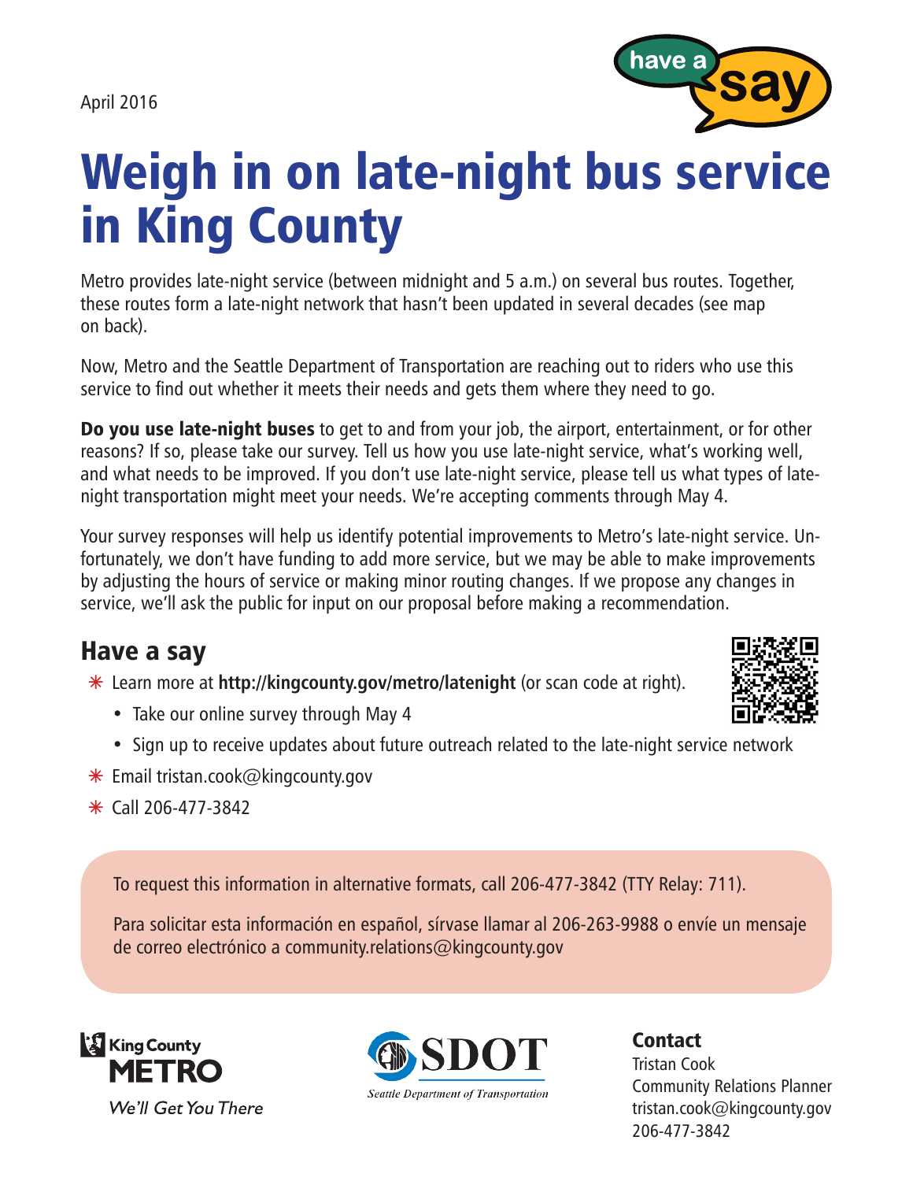April 2016

have a say

# Weigh in on late-night bus service in King County

Metro provides late-night service (between midnight and 5 a.m.) on several bus routes. Together, these routes form a late-night network that hasn't been updated in several decades (see map on back).

Now, Metro and the Seattle Department of Transportation are reaching out to riders who use this service to find out whether it meets their needs and gets them where they need to go.

**Do you use late-night buses** to get to and from your job, the airport, entertainment, or for other reasons? If so, please take our survey. Tell us how you use late-night service, what's working well, and what needs to be improved. If you don't use late-night service, please tell us what types of late-night transportation might meet your needs. We're accepting comments through May 4.

Your survey responses will help us identify potential improvements to Metro's late-night service. Unfortunately, we don't have funding to add more service, but we may be able to make improvements by adjusting the hours of service or making minor routing changes. If we propose any changes in service, we'll ask the public for input on our proposal before making a recommendation.

## Have a say

- Learn more at **http://kingcounty.gov/metro/latenight** (or scan code at right).
  - Take our online survey through May 4
  - Sign up to receive updates about future outreach related to the late-night service network
- Email tristan.cook@kingcounty.gov
- Call 206-477-3842

To request this information in alternative formats, call 206-477-3842 (TTY Relay: 711).

Para solicitar esta información en español, sírvase llamar al 206-263-9988 o envíe un mensaje de correo electrónico a community.relations@kingcounty.gov

King County METRO

*We'll Get You There*

SDOT

*Seattle Department of Transportation*

**Contact**

Tristan Cook
Community Relations Planner
tristan.cook@kingcounty.gov
206-477-3842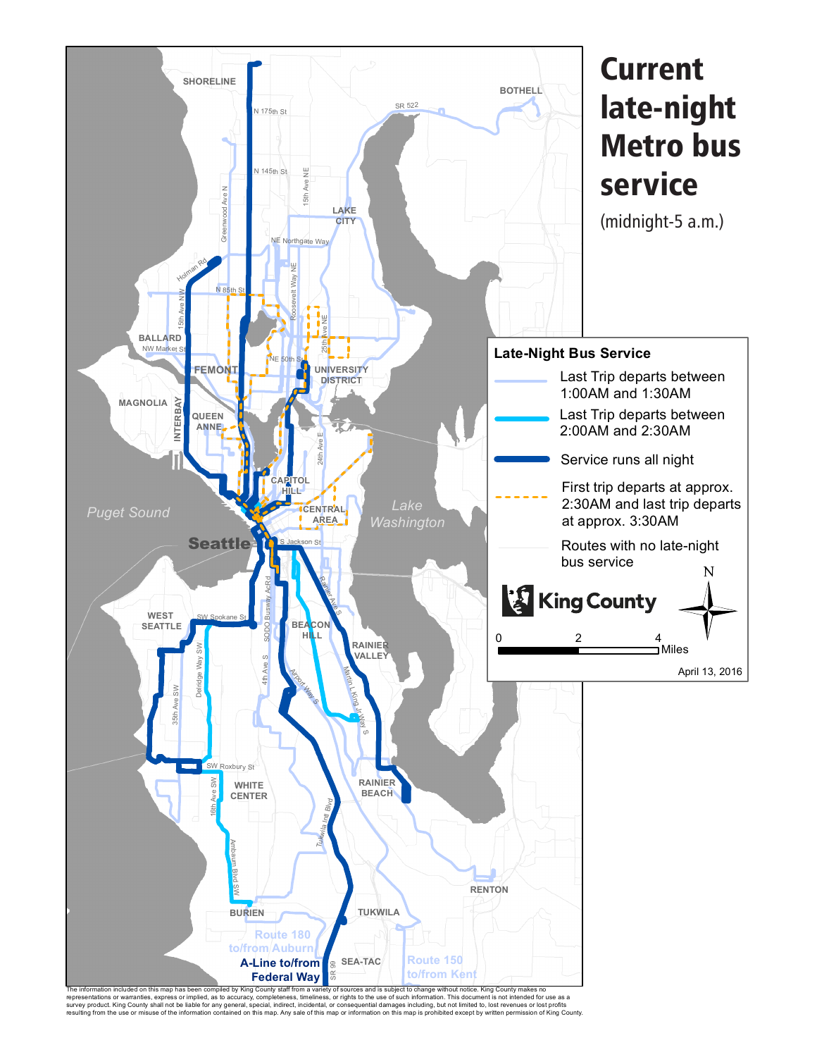# Current late-night Metro bus service

(midnight-5 a.m.)

SHORELINE

BOTHELL

N 175th St

SR 522

N 145th St

15th Ave NE

Greenwood Ave N

LAKE CITY

NE Northgate Way

Holman Rd

Roosevelt Way NE

N 85th St

15th Ave NW

25th Ave NE

BALLARD

NW Market St

NE 50th St

FREMONT

UNIVERSITY DISTRICT

MAGNOLIA

INTERBAY

QUEEN ANNE

24th Ave E

CAPITOL HILL

CENTRAL AREA

Puget Sound

Lake Washington

Seattle

S Jackson St

SODO Busway Rd

Rainier Ave S

WEST SEATTLE

SW Spokane St

BEACON HILL

RAINIER VALLEY

Delridge Way SW

4th Ave S

Airport Way S

Martin L King Jr Way S

35th Ave SW

SW Roxbury St

RAINIER BEACH

WHITE CENTER

16th Ave SW

Tukwila Intl Blvd

Ambaum Blvd SW

RENTON

BURIEN

TUKWILA

Route 180 to/from Auburn

A-Line to/from Federal Way

SR 99

SEA-TAC

Route 150 to/from Kent

**Late-Night Bus Service**

- Last Trip departs between 1:00AM and 1:30AM
- Last Trip departs between 2:00AM and 2:30AM
- Service runs all night
- First trip departs at approx. 2:30AM and last trip departs at approx. 3:30AM
- Routes with no late-night bus service

King County

N

0 2 4 Miles

April 13, 2016

The information included on this map has been compiled by King County staff from a variety of sources and is subject to change without notice. King County makes no representations or warranties, express or implied, as to accuracy, completeness, timeliness, or rights to the use of such information. This document is not intended for use as a survey product. King County shall not be liable for any general, special, indirect, incidental, or consequential damages including, but not limited to, lost revenues or lost profits resulting from the use or misuse of the information contained on this map. Any sale of this map or information on this map is prohibited except by written permission of King County.